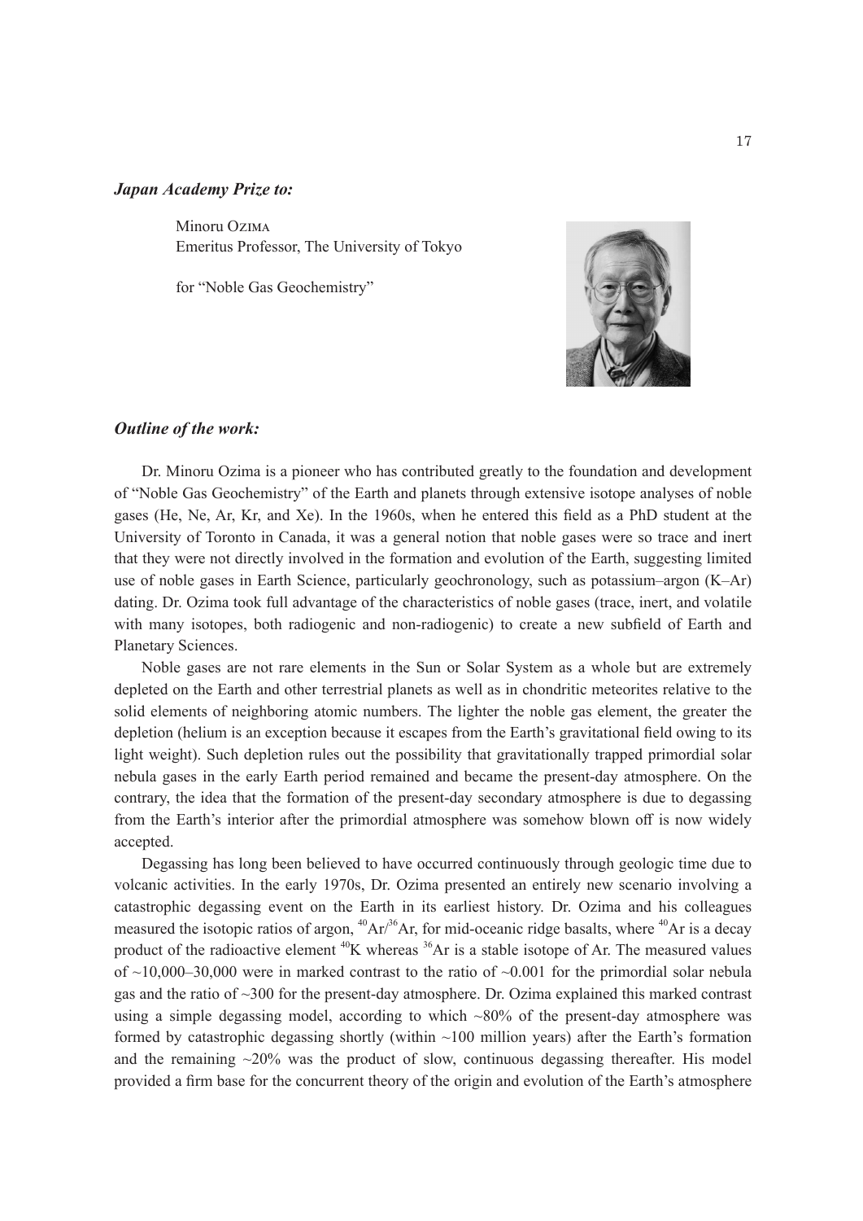***Japan Academy Prize to:***

Minoru Ozima
Emeritus Professor, The University of Tokyo

for "Noble Gas Geochemistry"

***Outline of the work:***

Dr. Minoru Ozima is a pioneer who has contributed greatly to the foundation and development of "Noble Gas Geochemistry" of the Earth and planets through extensive isotope analyses of noble gases (He, Ne, Ar, Kr, and Xe). In the 1960s, when he entered this field as a PhD student at the University of Toronto in Canada, it was a general notion that noble gases were so trace and inert that they were not directly involved in the formation and evolution of the Earth, suggesting limited use of noble gases in Earth Science, particularly geochronology, such as potassium–argon (K–Ar) dating. Dr. Ozima took full advantage of the characteristics of noble gases (trace, inert, and volatile with many isotopes, both radiogenic and non-radiogenic) to create a new subfield of Earth and Planetary Sciences.

Noble gases are not rare elements in the Sun or Solar System as a whole but are extremely depleted on the Earth and other terrestrial planets as well as in chondritic meteorites relative to the solid elements of neighboring atomic numbers. The lighter the noble gas element, the greater the depletion (helium is an exception because it escapes from the Earth's gravitational field owing to its light weight). Such depletion rules out the possibility that gravitationally trapped primordial solar nebula gases in the early Earth period remained and became the present-day atmosphere. On the contrary, the idea that the formation of the present-day secondary atmosphere is due to degassing from the Earth's interior after the primordial atmosphere was somehow blown off is now widely accepted.

Degassing has long been believed to have occurred continuously through geologic time due to volcanic activities. In the early 1970s, Dr. Ozima presented an entirely new scenario involving a catastrophic degassing event on the Earth in its earliest history. Dr. Ozima and his colleagues measured the isotopic ratios of argon, $^{40}Ar/^{36}Ar$, for mid-oceanic ridge basalts, where $^{40}Ar$ is a decay product of the radioactive element $^{40}K$ whereas $^{36}Ar$ is a stable isotope of Ar. The measured values of ~10,000–30,000 were in marked contrast to the ratio of ~0.001 for the primordial solar nebula gas and the ratio of ~300 for the present-day atmosphere. Dr. Ozima explained this marked contrast using a simple degassing model, according to which ~80% of the present-day atmosphere was formed by catastrophic degassing shortly (within ~100 million years) after the Earth's formation and the remaining ~20% was the product of slow, continuous degassing thereafter. His model provided a firm base for the concurrent theory of the origin and evolution of the Earth's atmosphere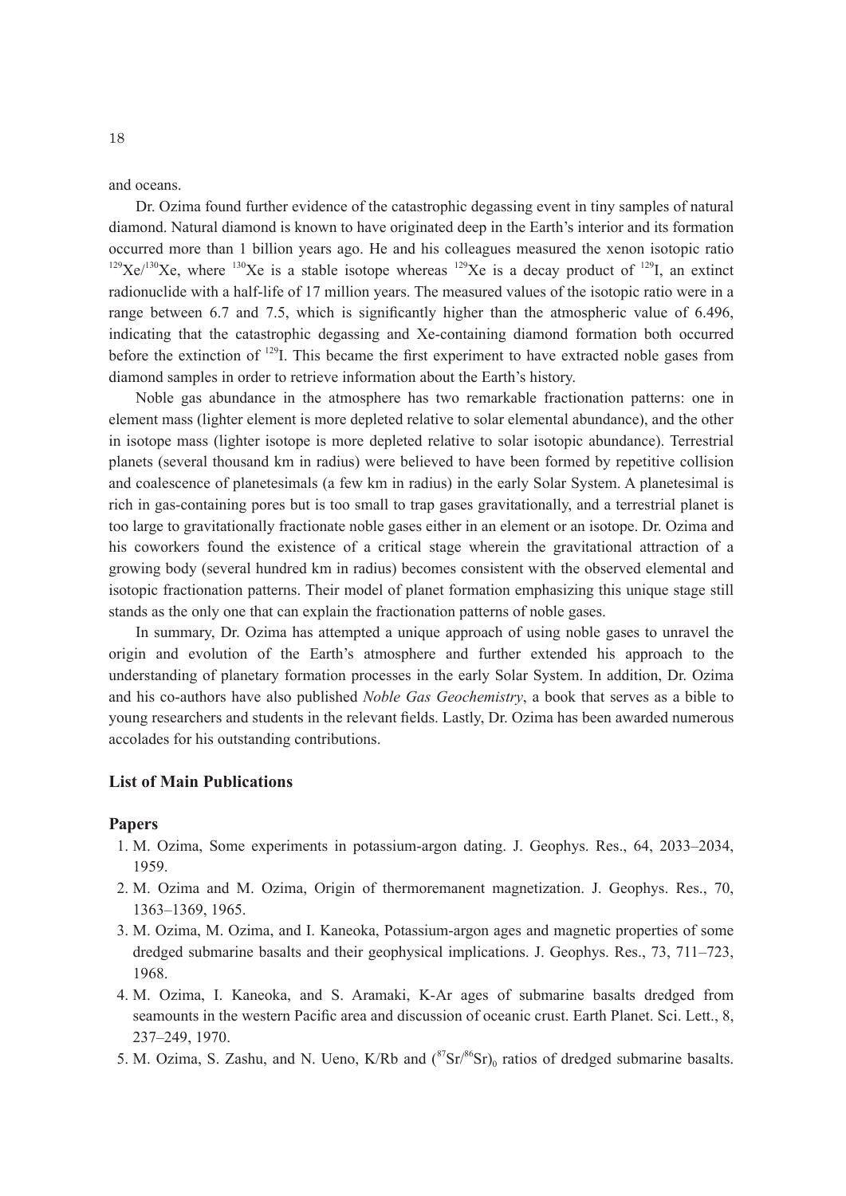and oceans.

Dr. Ozima found further evidence of the catastrophic degassing event in tiny samples of natural diamond. Natural diamond is known to have originated deep in the Earth's interior and its formation occurred more than 1 billion years ago. He and his colleagues measured the xenon isotopic ratio $^{129}Xe/^{130}Xe$, where $^{130}Xe$ is a stable isotope whereas $^{129}Xe$ is a decay product of $^{129}I$, an extinct radionuclide with a half-life of 17 million years. The measured values of the isotopic ratio were in a range between 6.7 and 7.5, which is significantly higher than the atmospheric value of 6.496, indicating that the catastrophic degassing and Xe-containing diamond formation both occurred before the extinction of $^{129}I$. This became the first experiment to have extracted noble gases from diamond samples in order to retrieve information about the Earth's history.

Noble gas abundance in the atmosphere has two remarkable fractionation patterns: one in element mass (lighter element is more depleted relative to solar elemental abundance), and the other in isotope mass (lighter isotope is more depleted relative to solar isotopic abundance). Terrestrial planets (several thousand km in radius) were believed to have been formed by repetitive collision and coalescence of planetesimals (a few km in radius) in the early Solar System. A planetesimal is rich in gas-containing pores but is too small to trap gases gravitationally, and a terrestrial planet is too large to gravitationally fractionate noble gases either in an element or an isotope. Dr. Ozima and his coworkers found the existence of a critical stage wherein the gravitational attraction of a growing body (several hundred km in radius) becomes consistent with the observed elemental and isotopic fractionation patterns. Their model of planet formation emphasizing this unique stage still stands as the only one that can explain the fractionation patterns of noble gases.

In summary, Dr. Ozima has attempted a unique approach of using noble gases to unravel the origin and evolution of the Earth's atmosphere and further extended his approach to the understanding of planetary formation processes in the early Solar System. In addition, Dr. Ozima and his co-authors have also published *Noble Gas Geochemistry*, a book that serves as a bible to young researchers and students in the relevant fields. Lastly, Dr. Ozima has been awarded numerous accolades for his outstanding contributions.

## List of Main Publications

### Papers

1. M. Ozima, Some experiments in potassium-argon dating. J. Geophys. Res., 64, 2033–2034, 1959.
2. M. Ozima and M. Ozima, Origin of thermoremanent magnetization. J. Geophys. Res., 70, 1363–1369, 1965.
3. M. Ozima, M. Ozima, and I. Kaneoka, Potassium-argon ages and magnetic properties of some dredged submarine basalts and their geophysical implications. J. Geophys. Res., 73, 711–723, 1968.
4. M. Ozima, I. Kaneoka, and S. Aramaki, K-Ar ages of submarine basalts dredged from seamounts in the western Pacific area and discussion of oceanic crust. Earth Planet. Sci. Lett., 8, 237–249, 1970.
5. M. Ozima, S. Zashu, and N. Ueno, K/Rb and $(^{87}Sr/^{86}Sr)_0$ ratios of dredged submarine basalts.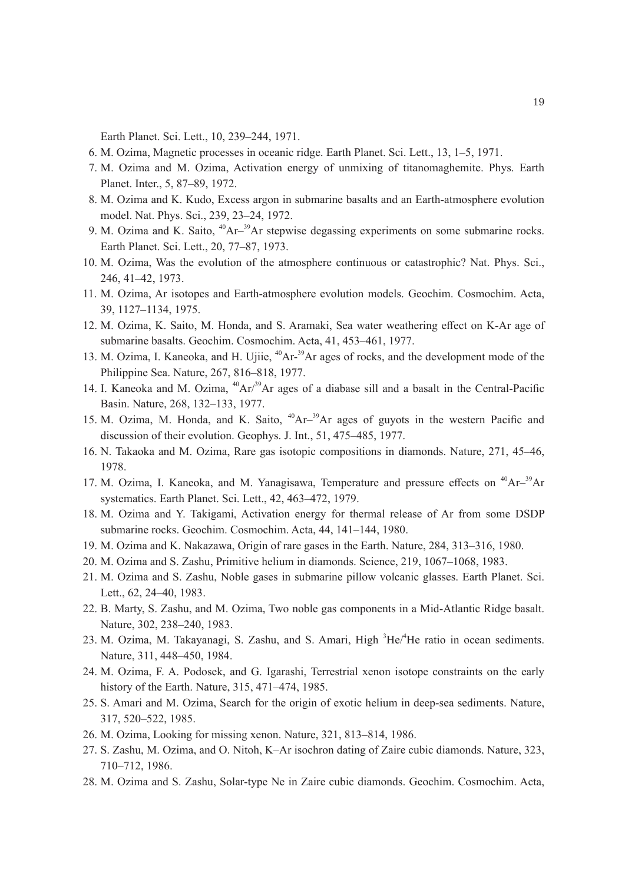Earth Planet. Sci. Lett., 10, 239–244, 1971.

6. M. Ozima, Magnetic processes in oceanic ridge. Earth Planet. Sci. Lett., 13, 1–5, 1971.
7. M. Ozima and M. Ozima, Activation energy of unmixing of titanomaghemite. Phys. Earth Planet. Inter., 5, 87–89, 1972.
8. M. Ozima and K. Kudo, Excess argon in submarine basalts and an Earth-atmosphere evolution model. Nat. Phys. Sci., 239, 23–24, 1972.
9. M. Ozima and K. Saito, $^{40}Ar$–$^{39}Ar$ stepwise degassing experiments on some submarine rocks. Earth Planet. Sci. Lett., 20, 77–87, 1973.
10. M. Ozima, Was the evolution of the atmosphere continuous or catastrophic? Nat. Phys. Sci., 246, 41–42, 1973.
11. M. Ozima, Ar isotopes and Earth-atmosphere evolution models. Geochim. Cosmochim. Acta, 39, 1127–1134, 1975.
12. M. Ozima, K. Saito, M. Honda, and S. Aramaki, Sea water weathering effect on K-Ar age of submarine basalts. Geochim. Cosmochim. Acta, 41, 453–461, 1977.
13. M. Ozima, I. Kaneoka, and H. Ujiie, $^{40}Ar$-$^{39}Ar$ ages of rocks, and the development mode of the Philippine Sea. Nature, 267, 816–818, 1977.
14. I. Kaneoka and M. Ozima, $^{40}Ar/^{39}Ar$ ages of a diabase sill and a basalt in the Central-Pacific Basin. Nature, 268, 132–133, 1977.
15. M. Ozima, M. Honda, and K. Saito, $^{40}Ar$–$^{39}Ar$ ages of guyots in the western Pacific and discussion of their evolution. Geophys. J. Int., 51, 475–485, 1977.
16. N. Takaoka and M. Ozima, Rare gas isotopic compositions in diamonds. Nature, 271, 45–46, 1978.
17. M. Ozima, I. Kaneoka, and M. Yanagisawa, Temperature and pressure effects on $^{40}Ar$–$^{39}Ar$ systematics. Earth Planet. Sci. Lett., 42, 463–472, 1979.
18. M. Ozima and Y. Takigami, Activation energy for thermal release of Ar from some DSDP submarine rocks. Geochim. Cosmochim. Acta, 44, 141–144, 1980.
19. M. Ozima and K. Nakazawa, Origin of rare gases in the Earth. Nature, 284, 313–316, 1980.
20. M. Ozima and S. Zashu, Primitive helium in diamonds. Science, 219, 1067–1068, 1983.
21. M. Ozima and S. Zashu, Noble gases in submarine pillow volcanic glasses. Earth Planet. Sci. Lett., 62, 24–40, 1983.
22. B. Marty, S. Zashu, and M. Ozima, Two noble gas components in a Mid-Atlantic Ridge basalt. Nature, 302, 238–240, 1983.
23. M. Ozima, M. Takayanagi, S. Zashu, and S. Amari, High $^{3}He/^{4}He$ ratio in ocean sediments. Nature, 311, 448–450, 1984.
24. M. Ozima, F. A. Podosek, and G. Igarashi, Terrestrial xenon isotope constraints on the early history of the Earth. Nature, 315, 471–474, 1985.
25. S. Amari and M. Ozima, Search for the origin of exotic helium in deep-sea sediments. Nature, 317, 520–522, 1985.
26. M. Ozima, Looking for missing xenon. Nature, 321, 813–814, 1986.
27. S. Zashu, M. Ozima, and O. Nitoh, K–Ar isochron dating of Zaire cubic diamonds. Nature, 323, 710–712, 1986.
28. M. Ozima and S. Zashu, Solar-type Ne in Zaire cubic diamonds. Geochim. Cosmochim. Acta,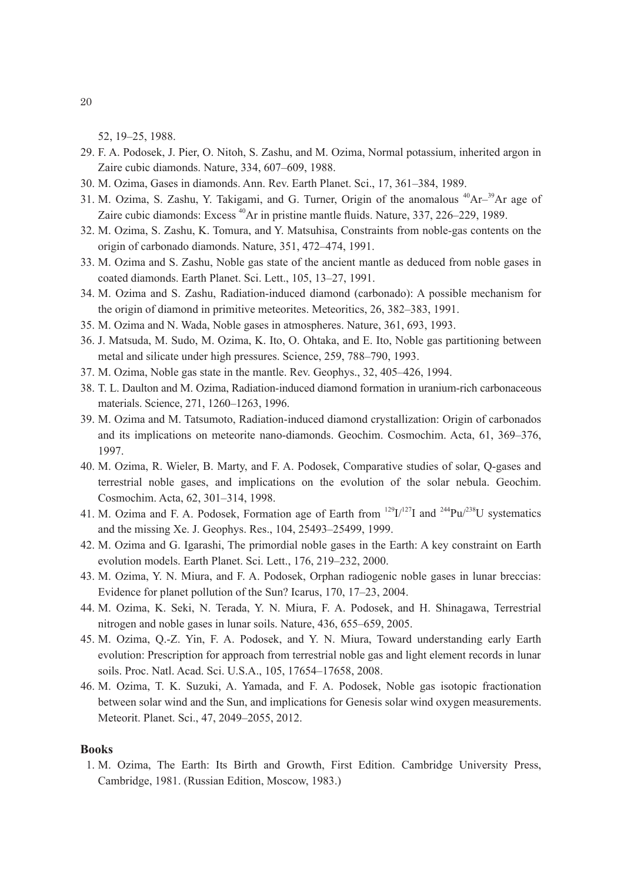52, 19–25, 1988.

29. F. A. Podosek, J. Pier, O. Nitoh, S. Zashu, and M. Ozima, Normal potassium, inherited argon in Zaire cubic diamonds. Nature, 334, 607–609, 1988.
30. M. Ozima, Gases in diamonds. Ann. Rev. Earth Planet. Sci., 17, 361–384, 1989.
31. M. Ozima, S. Zashu, Y. Takigami, and G. Turner, Origin of the anomalous $^{40}$Ar–$^{39}$Ar age of Zaire cubic diamonds: Excess $^{40}$Ar in pristine mantle fluids. Nature, 337, 226–229, 1989.
32. M. Ozima, S. Zashu, K. Tomura, and Y. Matsuhisa, Constraints from noble-gas contents on the origin of carbonado diamonds. Nature, 351, 472–474, 1991.
33. M. Ozima and S. Zashu, Noble gas state of the ancient mantle as deduced from noble gases in coated diamonds. Earth Planet. Sci. Lett., 105, 13–27, 1991.
34. M. Ozima and S. Zashu, Radiation-induced diamond (carbonado): A possible mechanism for the origin of diamond in primitive meteorites. Meteoritics, 26, 382–383, 1991.
35. M. Ozima and N. Wada, Noble gases in atmospheres. Nature, 361, 693, 1993.
36. J. Matsuda, M. Sudo, M. Ozima, K. Ito, O. Ohtaka, and E. Ito, Noble gas partitioning between metal and silicate under high pressures. Science, 259, 788–790, 1993.
37. M. Ozima, Noble gas state in the mantle. Rev. Geophys., 32, 405–426, 1994.
38. T. L. Daulton and M. Ozima, Radiation-induced diamond formation in uranium-rich carbonaceous materials. Science, 271, 1260–1263, 1996.
39. M. Ozima and M. Tatsumoto, Radiation-induced diamond crystallization: Origin of carbonados and its implications on meteorite nano-diamonds. Geochim. Cosmochim. Acta, 61, 369–376, 1997.
40. M. Ozima, R. Wieler, B. Marty, and F. A. Podosek, Comparative studies of solar, Q-gases and terrestrial noble gases, and implications on the evolution of the solar nebula. Geochim. Cosmochim. Acta, 62, 301–314, 1998.
41. M. Ozima and F. A. Podosek, Formation age of Earth from $^{129}$I/$^{127}$I and $^{244}$Pu/$^{238}$U systematics and the missing Xe. J. Geophys. Res., 104, 25493–25499, 1999.
42. M. Ozima and G. Igarashi, The primordial noble gases in the Earth: A key constraint on Earth evolution models. Earth Planet. Sci. Lett., 176, 219–232, 2000.
43. M. Ozima, Y. N. Miura, and F. A. Podosek, Orphan radiogenic noble gases in lunar breccias: Evidence for planet pollution of the Sun? Icarus, 170, 17–23, 2004.
44. M. Ozima, K. Seki, N. Terada, Y. N. Miura, F. A. Podosek, and H. Shinagawa, Terrestrial nitrogen and noble gases in lunar soils. Nature, 436, 655–659, 2005.
45. M. Ozima, Q.-Z. Yin, F. A. Podosek, and Y. N. Miura, Toward understanding early Earth evolution: Prescription for approach from terrestrial noble gas and light element records in lunar soils. Proc. Natl. Acad. Sci. U.S.A., 105, 17654–17658, 2008.
46. M. Ozima, T. K. Suzuki, A. Yamada, and F. A. Podosek, Noble gas isotopic fractionation between solar wind and the Sun, and implications for Genesis solar wind oxygen measurements. Meteorit. Planet. Sci., 47, 2049–2055, 2012.

### Books

1. M. Ozima, The Earth: Its Birth and Growth, First Edition. Cambridge University Press, Cambridge, 1981. (Russian Edition, Moscow, 1983.)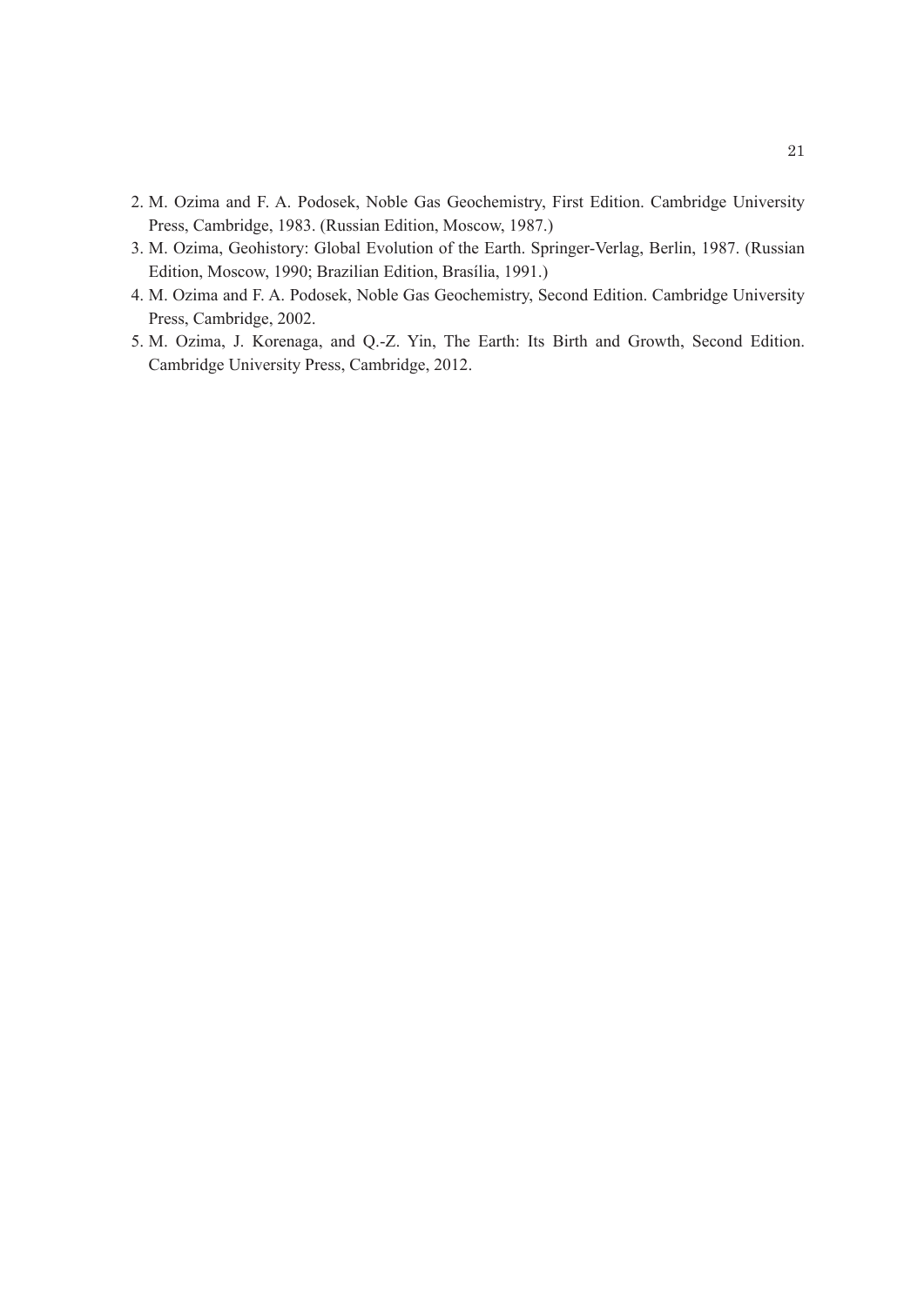2. M. Ozima and F. A. Podosek, Noble Gas Geochemistry, First Edition. Cambridge University Press, Cambridge, 1983. (Russian Edition, Moscow, 1987.)
3. M. Ozima, Geohistory: Global Evolution of the Earth. Springer-Verlag, Berlin, 1987. (Russian Edition, Moscow, 1990; Brazilian Edition, Brasília, 1991.)
4. M. Ozima and F. A. Podosek, Noble Gas Geochemistry, Second Edition. Cambridge University Press, Cambridge, 2002.
5. M. Ozima, J. Korenaga, and Q.-Z. Yin, The Earth: Its Birth and Growth, Second Edition. Cambridge University Press, Cambridge, 2012.